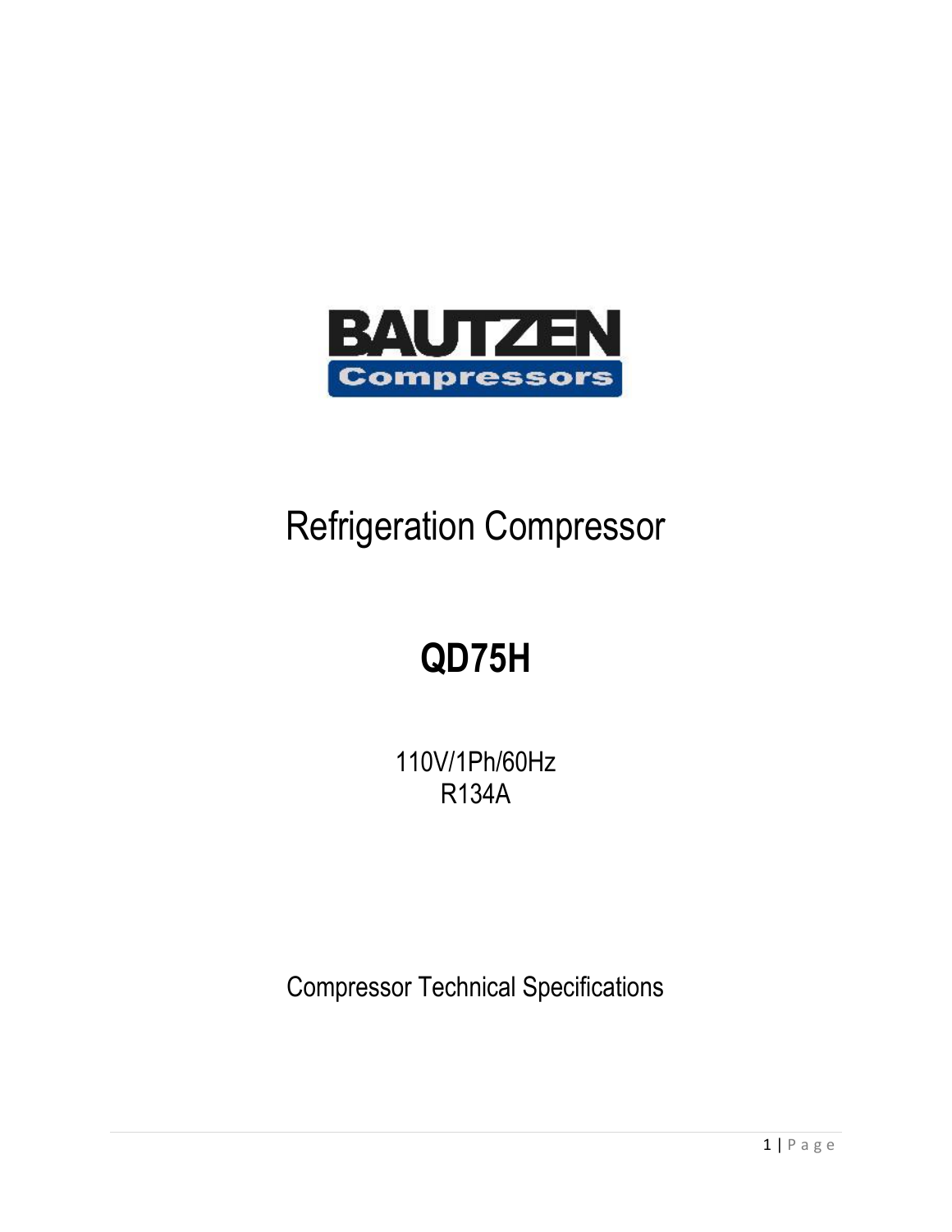BAUTZEN

Compressors

# Refrigeration Compressor

# QD75H

110V/1Ph/60Hz
R134A

Compressor Technical Specifications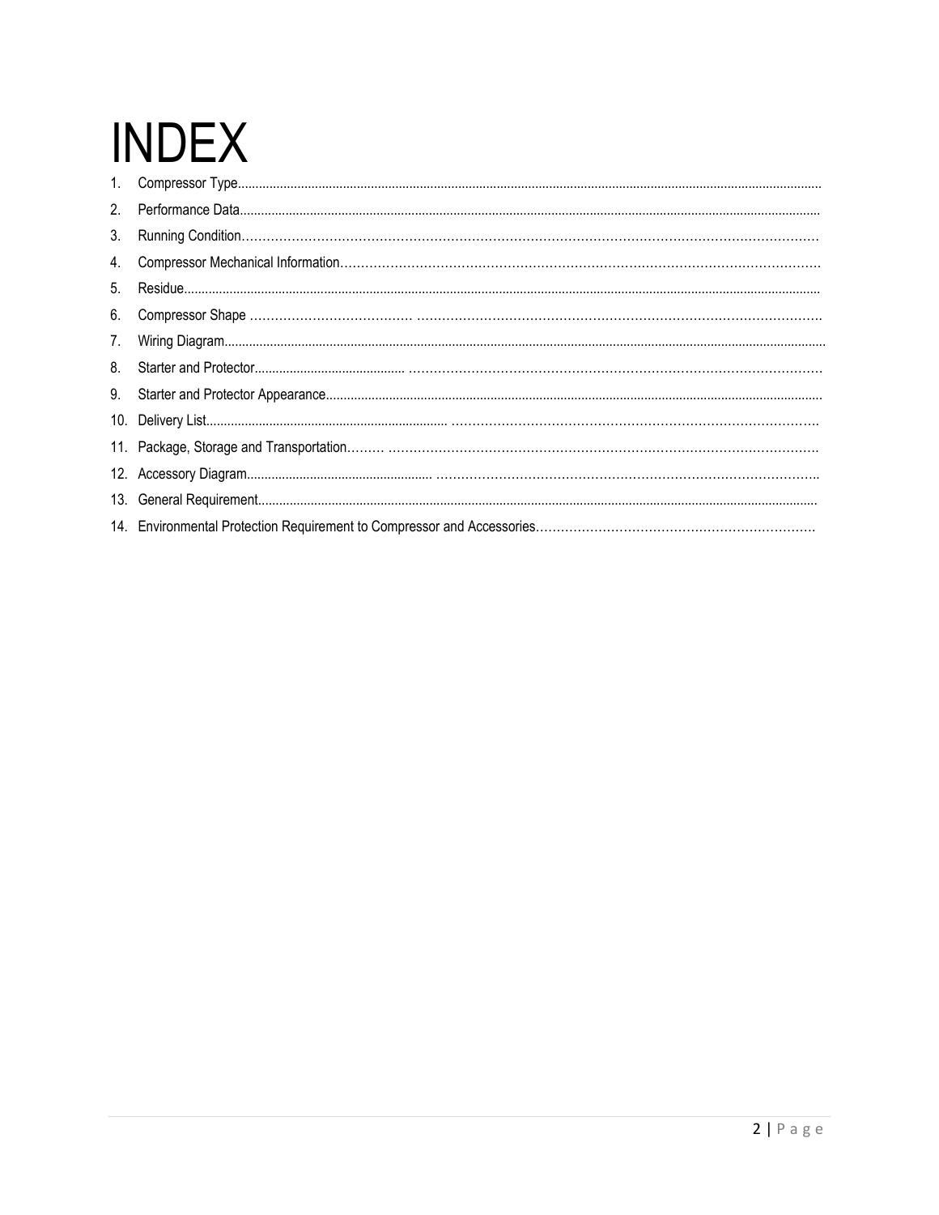# INDEX

1. Compressor Type
2. Performance Data
3. Running Condition
4. Compressor Mechanical Information
5. Residue
6. Compressor Shape
7. Wiring Diagram
8. Starter and Protector
9. Starter and Protector Appearance
10. Delivery List
11. Package, Storage and Transportation
12. Accessory Diagram
13. General Requirement
14. Environmental Protection Requirement to Compressor and Accessories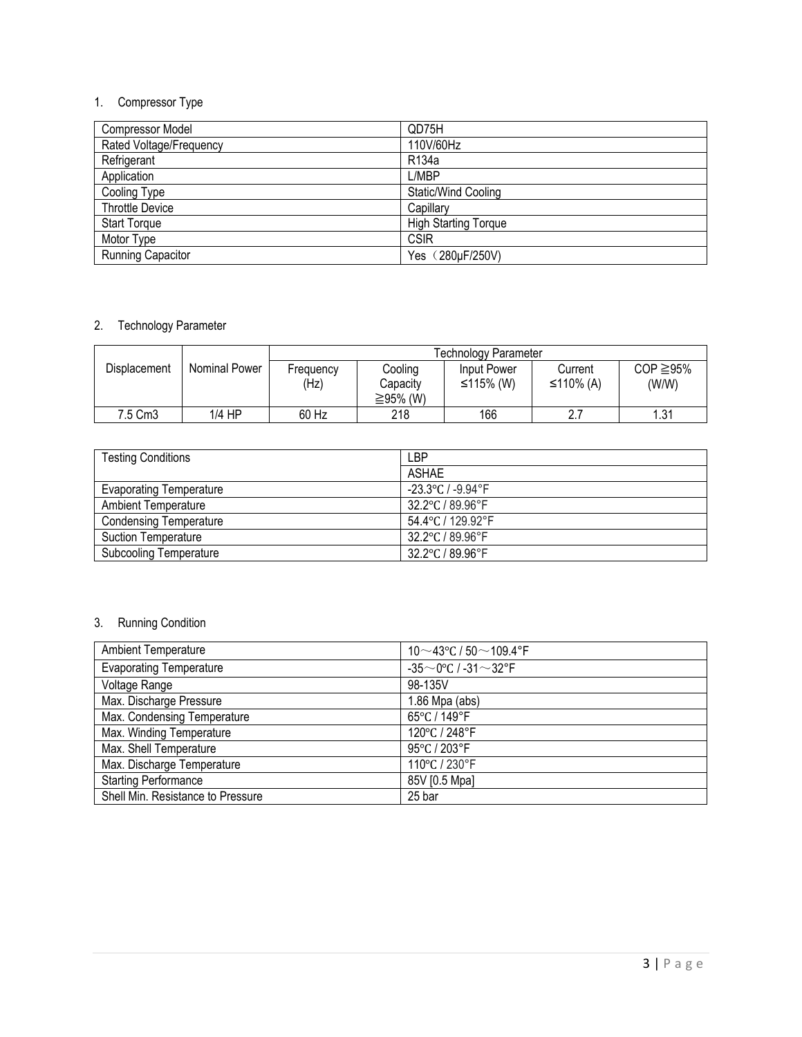1. Compressor Type

| Compressor Model | QD75H |
|---|---|
| Rated Voltage/Frequency | 110V/60Hz |
| Refrigerant | R134a |
| Application | L/MBP |
| Cooling Type | Static/Wind Cooling |
| Throttle Device | Capillary |
| Start Torque | High Starting Torque |
| Motor Type | CSIR |
| Running Capacitor | Yes（280μF/250V) |

2. Technology Parameter

| Displacement | Nominal Power | Technology Parameter | | | | |
|---|---|---|---|---|---|---|
| | | Frequency (Hz) | Cooling Capacity ≧95% (W) | Input Power ≤115% (W) | Current ≤110% (A) | COP ≧95% (W/W) |
| 7.5 Cm3 | 1/4 HP | 60 Hz | 218 | 166 | 2.7 | 1.31 |

| Testing Conditions | LBP |
|---|---|
| | ASHAE |
| Evaporating Temperature | -23.3℃ / -9.94°F |
| Ambient Temperature | 32.2℃ / 89.96°F |
| Condensing Temperature | 54.4℃ / 129.92°F |
| Suction Temperature | 32.2℃ / 89.96°F |
| Subcooling Temperature | 32.2℃ / 89.96°F |

3. Running Condition

| Ambient Temperature | 10～43℃ / 50～109.4°F |
|---|---|
| Evaporating Temperature | -35～0℃ / -31～32°F |
| Voltage Range | 98-135V |
| Max. Discharge Pressure | 1.86 Mpa (abs) |
| Max. Condensing Temperature | 65℃ / 149°F |
| Max. Winding Temperature | 120℃ / 248°F |
| Max. Shell Temperature | 95℃ / 203°F |
| Max. Discharge Temperature | 110℃ / 230°F |
| Starting Performance | 85V [0.5 Mpa] |
| Shell Min. Resistance to Pressure | 25 bar |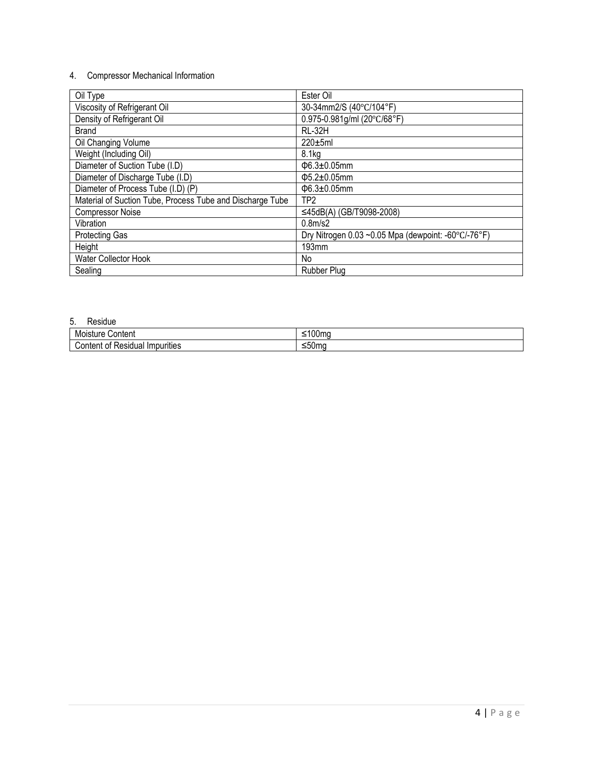4. Compressor Mechanical Information

| Oil Type | Ester Oil |
|---|---|
| Viscosity of Refrigerant Oil | 30-34mm2/S (40℃/104°F) |
| Density of Refrigerant Oil | 0.975-0.981g/ml (20℃/68°F) |
| Brand | RL-32H |
| Oil Changing Volume | 220±5ml |
| Weight (Including Oil) | 8.1kg |
| Diameter of Suction Tube (I.D) | Φ6.3±0.05mm |
| Diameter of Discharge Tube (I.D) | Φ5.2±0.05mm |
| Diameter of Process Tube (I.D) (P) | Φ6.3±0.05mm |
| Material of Suction Tube, Process Tube and Discharge Tube | TP2 |
| Compressor Noise | ≤45dB(A) (GB/T9098-2008) |
| Vibration | 0.8m/s2 |
| Protecting Gas | Dry Nitrogen 0.03 ~0.05 Mpa (dewpoint: -60℃/-76°F) |
| Height | 193mm |
| Water Collector Hook | No |
| Sealing | Rubber Plug |

5. Residue

| Moisture Content | ≤100mg |
|---|---|
| Content of Residual Impurities | ≤50mg |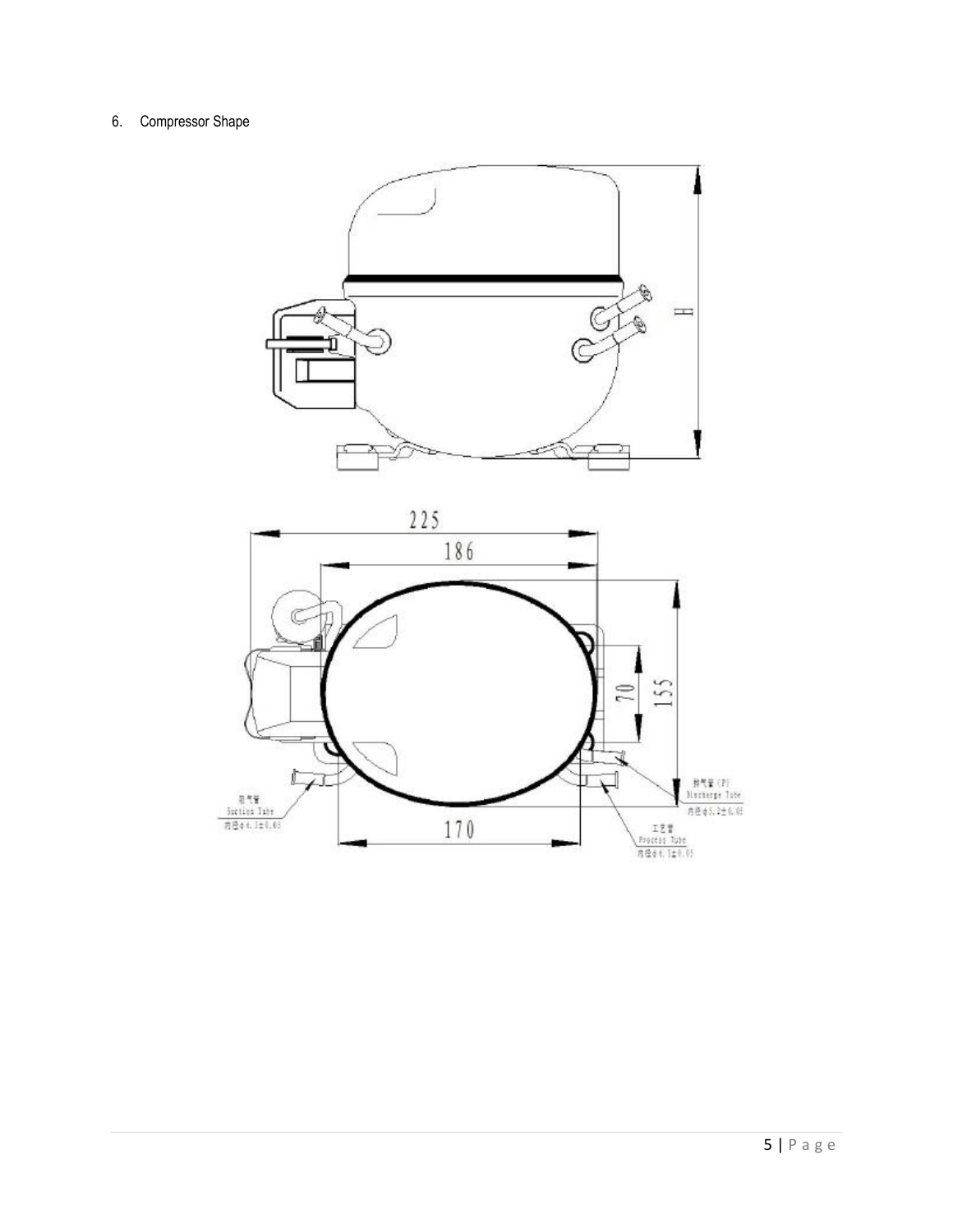6. Compressor Shape

H

225

186

155

70

170

吸气管
Suction Tube
内径φ6.3±0.05

排气管（P）
Discharge Tube
内径φ5.2±0.05

工艺管
Process Tube
内径φ6.3±0.05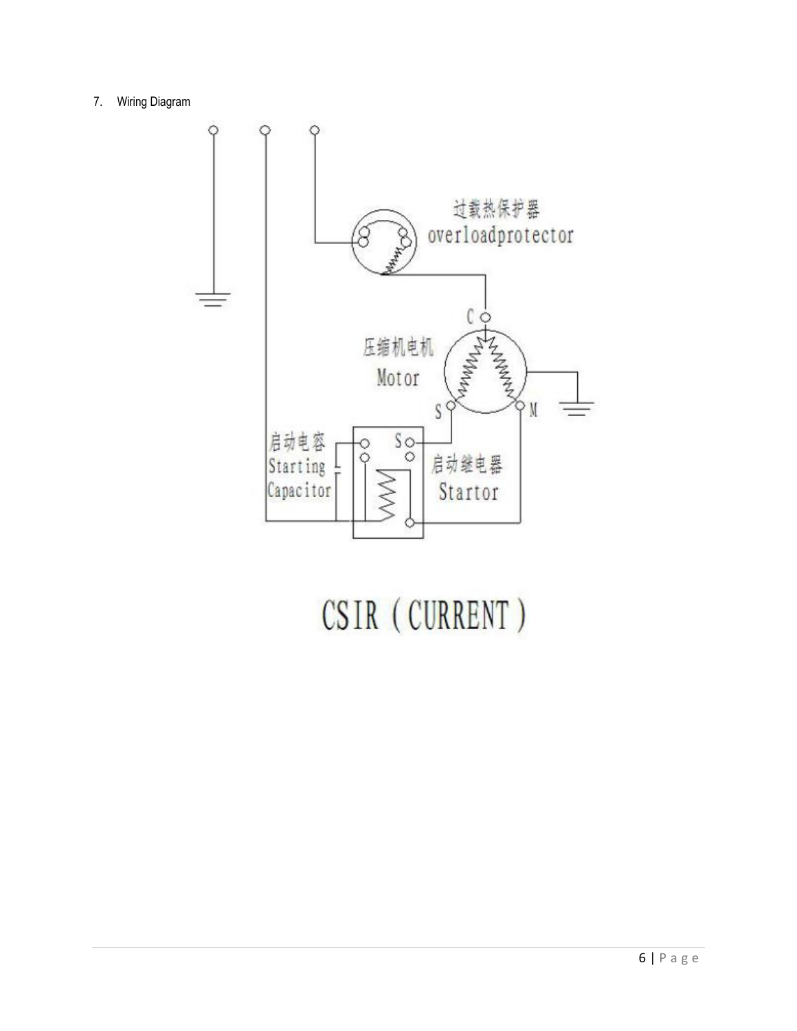7. Wiring Diagram

过载热保护器
overloadprotector

C

压缩机电机
Motor

S

M

启动电容
Starting
Capacitor

S

启动继电器
Startor

CSIR（CURRENT）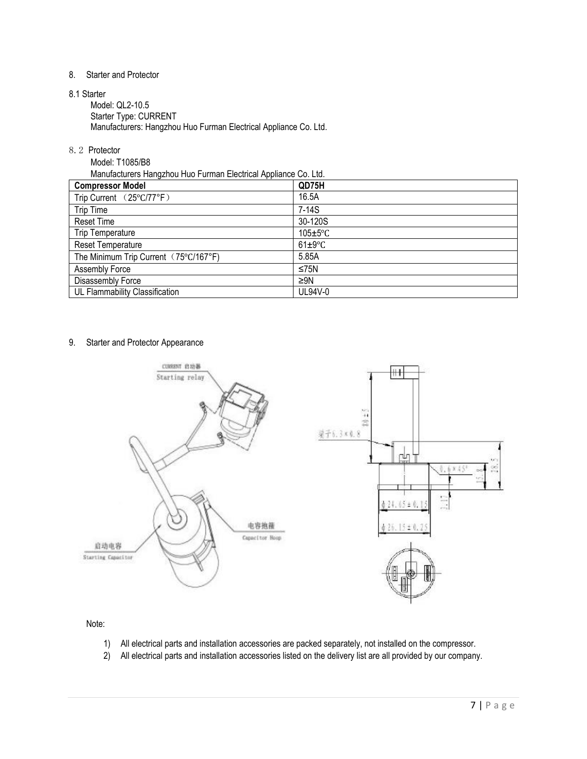8. Starter and Protector

8.1 Starter

Model: QL2-10.5

Starter Type: CURRENT

Manufacturers: Hangzhou Huo Furman Electrical Appliance Co. Ltd.

8.2 Protector

Model: T1085/B8

Manufacturers Hangzhou Huo Furman Electrical Appliance Co. Ltd.

| Compressor Model | QD75H |
|---|---|
| Trip Current （25℃/77°F） | 16.5A |
| Trip Time | 7-14S |
| Reset Time | 30-120S |
| Trip Temperature | 105±5℃ |
| Reset Temperature | 61±9℃ |
| The Minimum Trip Current（75℃/167°F) | 5.85A |
| Assembly Force | ≤75N |
| Disassembly Force | ≥9N |
| UL Flammability Classification | UL94V-0 |

9. Starter and Protector Appearance

Note:

1) All electrical parts and installation accessories are packed separately, not installed on the compressor.
2) All electrical parts and installation accessories listed on the delivery list are all provided by our company.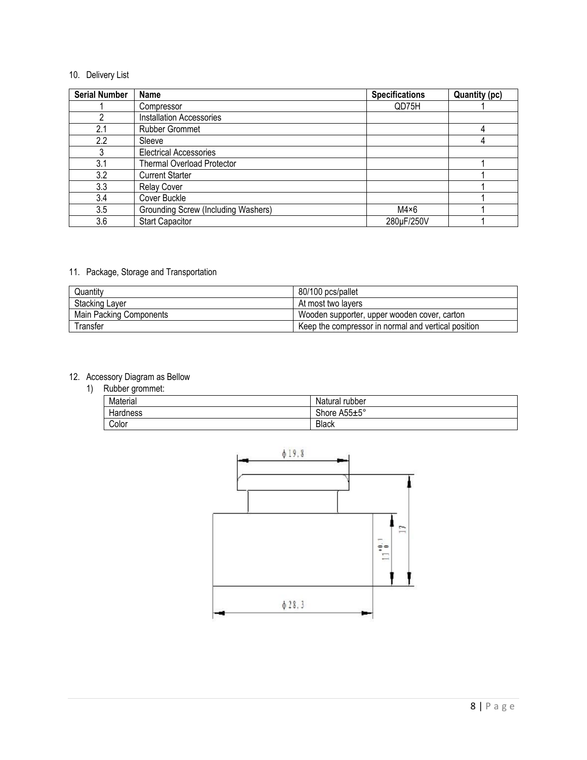10. Delivery List

| Serial Number | Name | Specifications | Quantity (pc) |
|---|---|---|---|
| 1 | Compressor | QD75H | 1 |
| 2 | Installation Accessories | | |
| 2.1 | Rubber Grommet | | 4 |
| 2.2 | Sleeve | | 4 |
| 3 | Electrical Accessories | | |
| 3.1 | Thermal Overload Protector | | 1 |
| 3.2 | Current Starter | | 1 |
| 3.3 | Relay Cover | | 1 |
| 3.4 | Cover Buckle | | 1 |
| 3.5 | Grounding Screw (Including Washers) | M4×6 | 1 |
| 3.6 | Start Capacitor | 280μF/250V | 1 |

11. Package, Storage and Transportation

| Quantity | 80/100 pcs/pallet |
|---|---|
| Stacking Layer | At most two layers |
| Main Packing Components | Wooden supporter, upper wooden cover, carton |
| Transfer | Keep the compressor in normal and vertical position |

12. Accessory Diagram as Bellow

1) Rubber grommet:

| Material | Natural rubber |
|---|---|
| Hardness | Shore A55±5° |
| Color | Black |

ϕ19.8

17

$11^{+0.1}_{0}$

ϕ28.3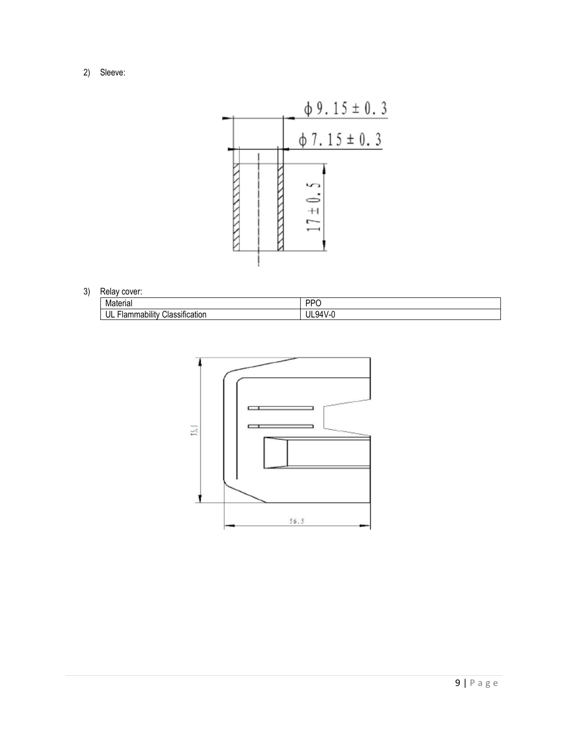2) Sleeve:

3) Relay cover:

| Material | PPO |
|---|---|
| UL Flammability Classification | UL94V-0 |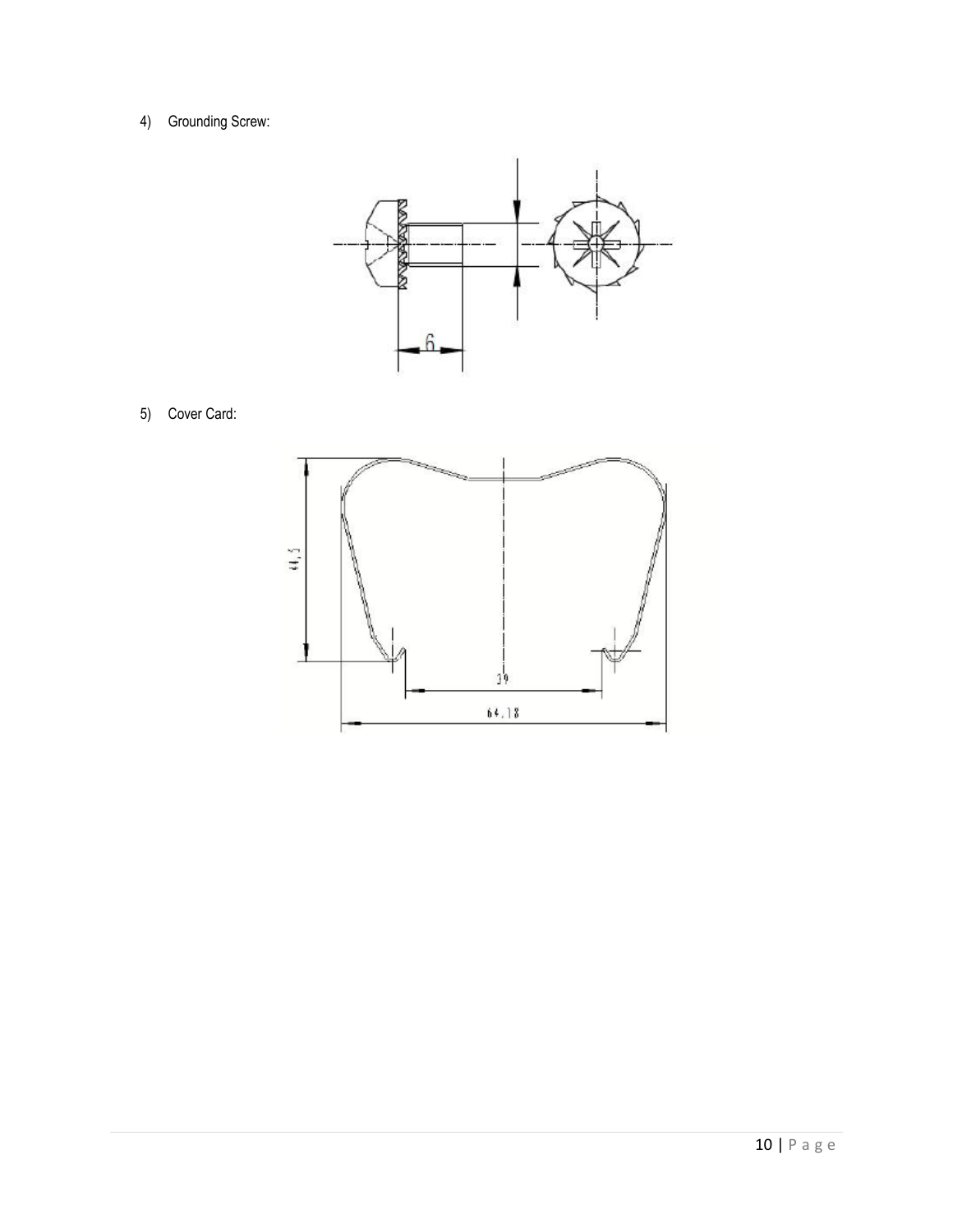4) Grounding Screw:

5) Cover Card: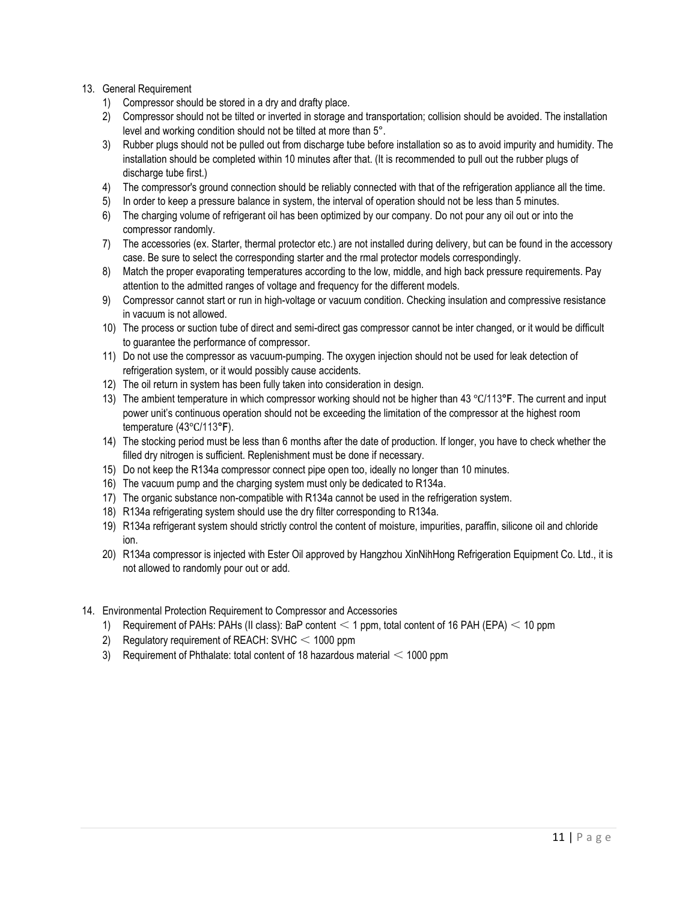13. General Requirement
    1) Compressor should be stored in a dry and drafty place.
    2) Compressor should not be tilted or inverted in storage and transportation; collision should be avoided. The installation level and working condition should not be tilted at more than 5°.
    3) Rubber plugs should not be pulled out from discharge tube before installation so as to avoid impurity and humidity. The installation should be completed within 10 minutes after that. (It is recommended to pull out the rubber plugs of discharge tube first.)
    4) The compressor's ground connection should be reliably connected with that of the refrigeration appliance all the time.
    5) In order to keep a pressure balance in system, the interval of operation should not be less than 5 minutes.
    6) The charging volume of refrigerant oil has been optimized by our company. Do not pour any oil out or into the compressor randomly.
    7) The accessories (ex. Starter, thermal protector etc.) are not installed during delivery, but can be found in the accessory case. Be sure to select the corresponding starter and the rmal protector models correspondingly.
    8) Match the proper evaporating temperatures according to the low, middle, and high back pressure requirements. Pay attention to the admitted ranges of voltage and frequency for the different models.
    9) Compressor cannot start or run in high-voltage or vacuum condition. Checking insulation and compressive resistance in vacuum is not allowed.
    10) The process or suction tube of direct and semi-direct gas compressor cannot be inter changed, or it would be difficult to guarantee the performance of compressor.
    11) Do not use the compressor as vacuum-pumping. The oxygen injection should not be used for leak detection of refrigeration system, or it would possibly cause accidents.
    12) The oil return in system has been fully taken into consideration in design.
    13) The ambient temperature in which compressor working should not be higher than 43 ℃/113**°F**. The current and input power unit's continuous operation should not be exceeding the limitation of the compressor at the highest room temperature (43℃/113**°F**).
    14) The stocking period must be less than 6 months after the date of production. If longer, you have to check whether the filled dry nitrogen is sufficient. Replenishment must be done if necessary.
    15) Do not keep the R134a compressor connect pipe open too, ideally no longer than 10 minutes.
    16) The vacuum pump and the charging system must only be dedicated to R134a.
    17) The organic substance non-compatible with R134a cannot be used in the refrigeration system.
    18) R134a refrigerating system should use the dry filter corresponding to R134a.
    19) R134a refrigerant system should strictly control the content of moisture, impurities, paraffin, silicone oil and chloride ion.
    20) R134a compressor is injected with Ester Oil approved by Hangzhou XinNihHong Refrigeration Equipment Co. Ltd., it is not allowed to randomly pour out or add.

14. Environmental Protection Requirement to Compressor and Accessories
    1) Requirement of PAHs: PAHs (II class): BaP content ＜ 1 ppm, total content of 16 PAH (EPA) ＜ 10 ppm
    2) Regulatory requirement of REACH: SVHC ＜ 1000 ppm
    3) Requirement of Phthalate: total content of 18 hazardous material ＜ 1000 ppm